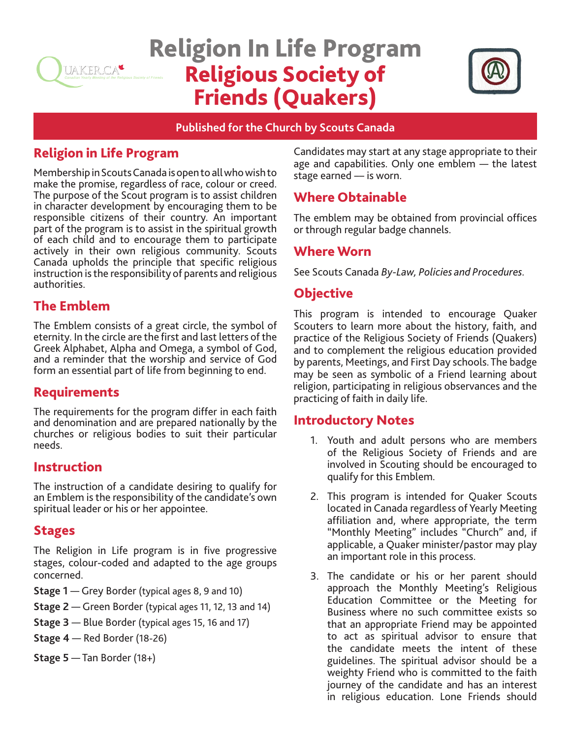# Religion In Life Program

# Religious Society of Friends (Quakers)

**Published for the Church by Scouts Canada**

## Religion in Life Program

Membership in Scouts Canada is open to all who wish to make the promise, regardless of race, colour or creed. The purpose of the Scout program is to assist children in character development by encouraging them to be responsible citizens of their country. An important part of the program is to assist in the spiritual growth of each child and to encourage them to participate actively in their own religious community. Scouts Canada upholds the principle that specific religious instruction is the responsibility of parents and religious authorities.

## The Emblem

The Emblem consists of a great circle, the symbol of eternity. In the circle are the first and last letters of the Greek Alphabet, Alpha and Omega, a symbol of God, and a reminder that the worship and service of God form an essential part of life from beginning to end.

## Requirements

The requirements for the program differ in each faith and denomination and are prepared nationally by the churches or religious bodies to suit their particular needs.

## Instruction

The instruction of a candidate desiring to qualify for an Emblem is the responsibility of the candidate's own spiritual leader or his or her appointee.

## Stages

The Religion in Life program is in five progressive stages, colour-coded and adapted to the age groups concerned.

**Stage 1** — Grey Border (typical ages 8, 9 and 10)

**Stage 2** — Green Border (typical ages 11, 12, 13 and 14)

**Stage 3** — Blue Border (typical ages 15, 16 and 17)

**Stage 4** — Red Border (18-26)

**Stage 5** — Tan Border (18+)

Candidates may start at any stage appropriate to their age and capabilities. Only one emblem — the latest stage earned — is worn.

## Where Obtainable

The emblem may be obtained from provincial offices or through regular badge channels.

## Where Worn

See Scouts Canada *By-Law, Policies and Procedures*.

## Objective

This program is intended to encourage Quaker Scouters to learn more about the history, faith, and practice of the Religious Society of Friends (Quakers) and to complement the religious education provided by parents, Meetings, and First Day schools. The badge may be seen as symbolic of a Friend learning about religion, participating in religious observances and the practicing of faith in daily life.

## Introductory Notes

1. Youth and adult persons who are members of the Religious Society of Friends and are involved in Scouting should be encouraged to qualify for this Emblem.
2. This program is intended for Quaker Scouts located in Canada regardless of Yearly Meeting affiliation and, where appropriate, the term "Monthly Meeting" includes "Church" and, if applicable, a Quaker minister/pastor may play an important role in this process.
3. The candidate or his or her parent should approach the Monthly Meeting's Religious Education Committee or the Meeting for Business where no such committee exists so that an appropriate Friend may be appointed to act as spiritual advisor to ensure that the candidate meets the intent of these guidelines. The spiritual advisor should be a weighty Friend who is committed to the faith journey of the candidate and has an interest in religious education. Lone Friends should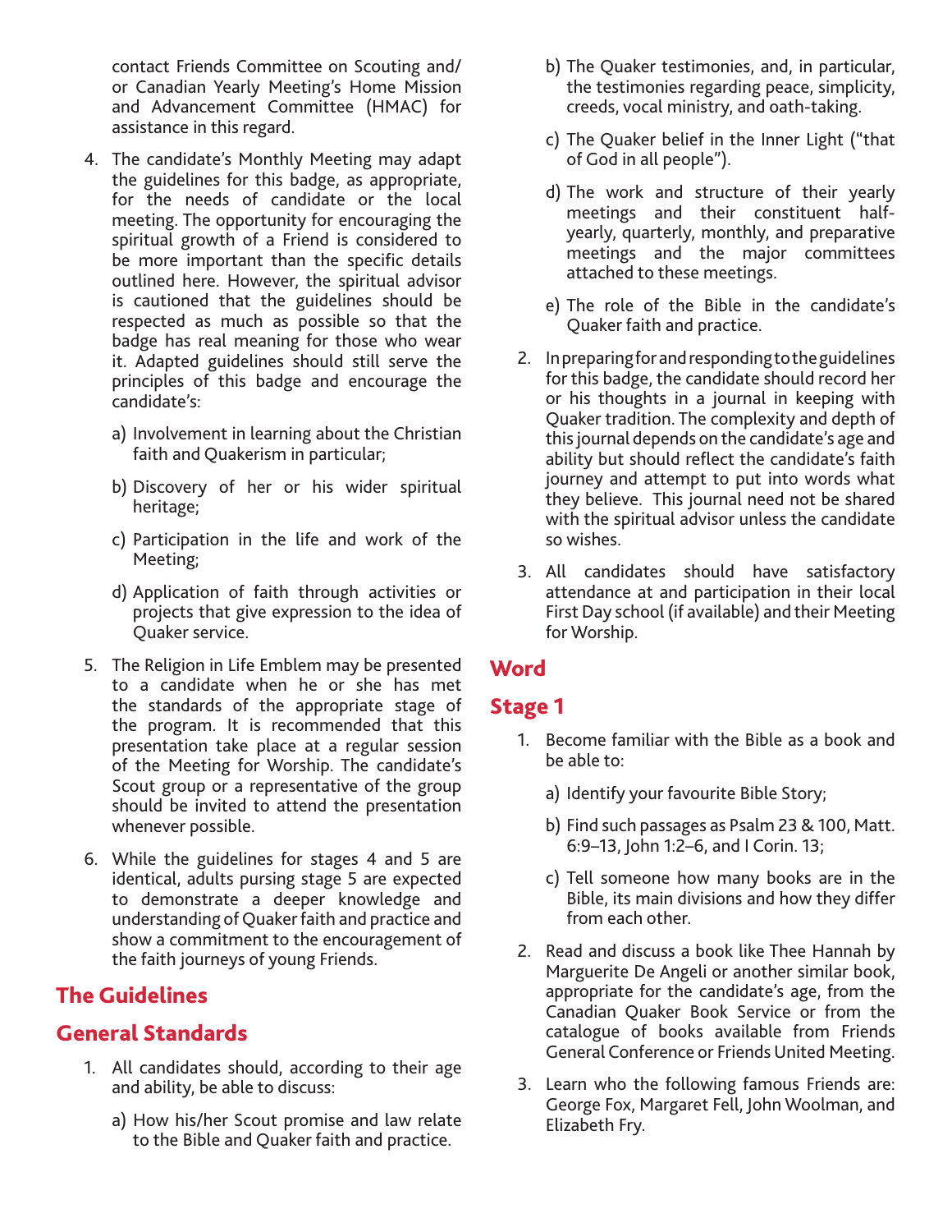contact Friends Committee on Scouting and/or Canadian Yearly Meeting's Home Mission and Advancement Committee (HMAC) for assistance in this regard.

4. The candidate's Monthly Meeting may adapt the guidelines for this badge, as appropriate, for the needs of candidate or the local meeting. The opportunity for encouraging the spiritual growth of a Friend is considered to be more important than the specific details outlined here. However, the spiritual advisor is cautioned that the guidelines should be respected as much as possible so that the badge has real meaning for those who wear it. Adapted guidelines should still serve the principles of this badge and encourage the candidate's:

   a) Involvement in learning about the Christian faith and Quakerism in particular;

   b) Discovery of her or his wider spiritual heritage;

   c) Participation in the life and work of the Meeting;

   d) Application of faith through activities or projects that give expression to the idea of Quaker service.

5. The Religion in Life Emblem may be presented to a candidate when he or she has met the standards of the appropriate stage of the program. It is recommended that this presentation take place at a regular session of the Meeting for Worship. The candidate's Scout group or a representative of the group should be invited to attend the presentation whenever possible.

6. While the guidelines for stages 4 and 5 are identical, adults pursing stage 5 are expected to demonstrate a deeper knowledge and understanding of Quaker faith and practice and show a commitment to the encouragement of the faith journeys of young Friends.

## The Guidelines

## General Standards

1. All candidates should, according to their age and ability, be able to discuss:

   a) How his/her Scout promise and law relate to the Bible and Quaker faith and practice.

   b) The Quaker testimonies, and, in particular, the testimonies regarding peace, simplicity, creeds, vocal ministry, and oath-taking.

   c) The Quaker belief in the Inner Light ("that of God in all people").

   d) The work and structure of their yearly meetings and their constituent half-yearly, quarterly, monthly, and preparative meetings and the major committees attached to these meetings.

   e) The role of the Bible in the candidate's Quaker faith and practice.

2. In preparing for and responding to the guidelines for this badge, the candidate should record her or his thoughts in a journal in keeping with Quaker tradition. The complexity and depth of this journal depends on the candidate's age and ability but should reflect the candidate's faith journey and attempt to put into words what they believe. This journal need not be shared with the spiritual advisor unless the candidate so wishes.

3. All candidates should have satisfactory attendance at and participation in their local First Day school (if available) and their Meeting for Worship.

## Word

## Stage 1

1. Become familiar with the Bible as a book and be able to:

   a) Identify your favourite Bible Story;

   b) Find such passages as Psalm 23 & 100, Matt. 6:9–13, John 1:2–6, and I Corin. 13;

   c) Tell someone how many books are in the Bible, its main divisions and how they differ from each other.

2. Read and discuss a book like Thee Hannah by Marguerite De Angeli or another similar book, appropriate for the candidate's age, from the Canadian Quaker Book Service or from the catalogue of books available from Friends General Conference or Friends United Meeting.

3. Learn who the following famous Friends are: George Fox, Margaret Fell, John Woolman, and Elizabeth Fry.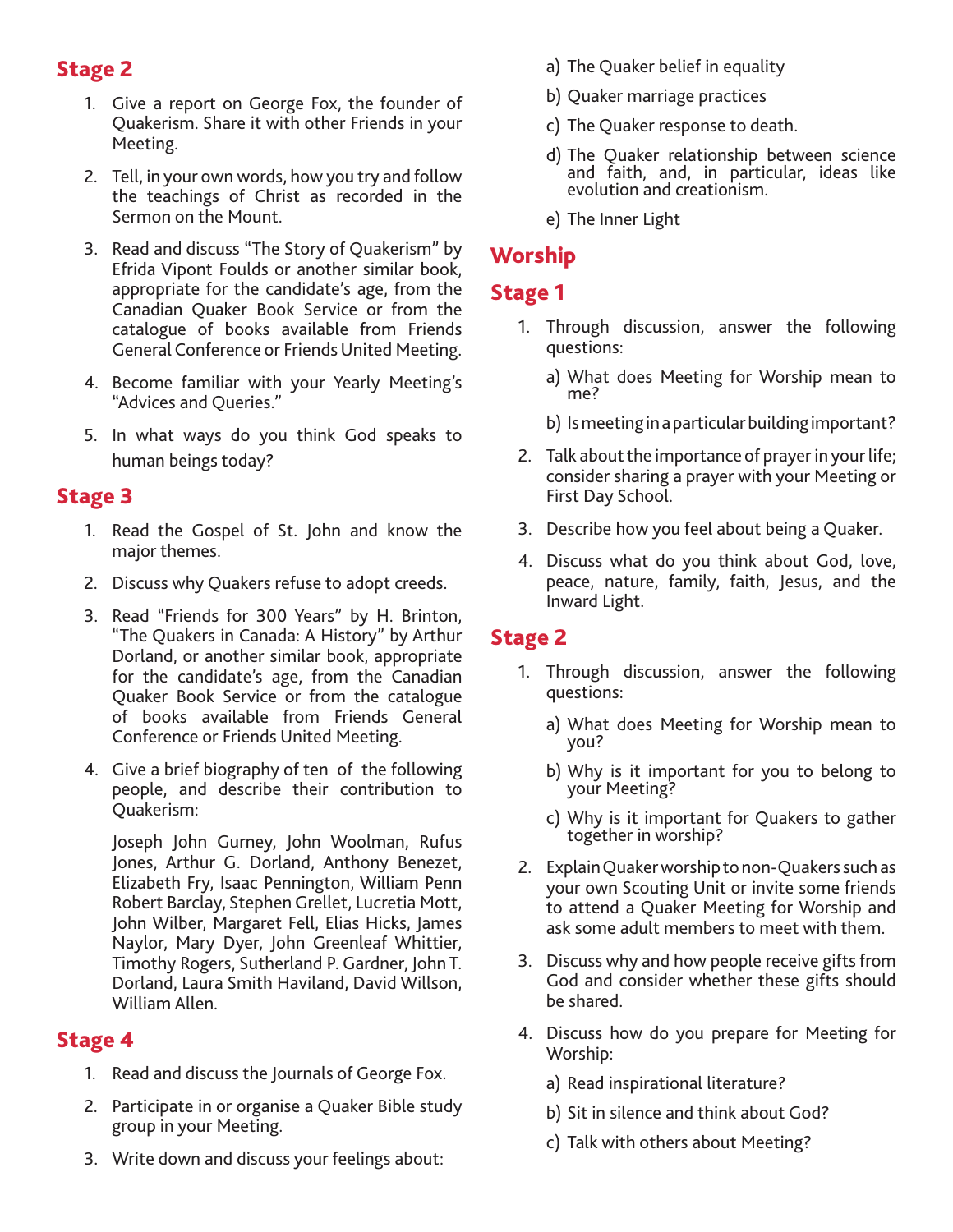## Stage 2

1. Give a report on George Fox, the founder of Quakerism. Share it with other Friends in your Meeting.

2. Tell, in your own words, how you try and follow the teachings of Christ as recorded in the Sermon on the Mount.

3. Read and discuss "The Story of Quakerism" by Efrida Vipont Foulds or another similar book, appropriate for the candidate's age, from the Canadian Quaker Book Service or from the catalogue of books available from Friends General Conference or Friends United Meeting.

4. Become familiar with your Yearly Meeting's "Advices and Queries."

5. In what ways do you think God speaks to human beings today?

## Stage 3

1. Read the Gospel of St. John and know the major themes.

2. Discuss why Quakers refuse to adopt creeds.

3. Read "Friends for 300 Years" by H. Brinton, "The Quakers in Canada: A History" by Arthur Dorland, or another similar book, appropriate for the candidate's age, from the Canadian Quaker Book Service or from the catalogue of books available from Friends General Conference or Friends United Meeting.

4. Give a brief biography of ten of the following people, and describe their contribution to Quakerism:

   Joseph John Gurney, John Woolman, Rufus Jones, Arthur G. Dorland, Anthony Benezet, Elizabeth Fry, Isaac Pennington, William Penn Robert Barclay, Stephen Grellet, Lucretia Mott, John Wilber, Margaret Fell, Elias Hicks, James Naylor, Mary Dyer, John Greenleaf Whittier, Timothy Rogers, Sutherland P. Gardner, John T. Dorland, Laura Smith Haviland, David Willson, William Allen.

## Stage 4

1. Read and discuss the Journals of George Fox.

2. Participate in or organise a Quaker Bible study group in your Meeting.

3. Write down and discuss your feelings about:

   a) The Quaker belief in equality

   b) Quaker marriage practices

   c) The Quaker response to death.

   d) The Quaker relationship between science and faith, and, in particular, ideas like evolution and creationism.

   e) The Inner Light

# Worship

## Stage 1

1. Through discussion, answer the following questions:

   a) What does Meeting for Worship mean to me?

   b) Is meeting in a particular building important?

2. Talk about the importance of prayer in your life; consider sharing a prayer with your Meeting or First Day School.

3. Describe how you feel about being a Quaker.

4. Discuss what do you think about God, love, peace, nature, family, faith, Jesus, and the Inward Light.

## Stage 2

1. Through discussion, answer the following questions:

   a) What does Meeting for Worship mean to you?

   b) Why is it important for you to belong to your Meeting?

   c) Why is it important for Quakers to gather together in worship?

2. Explain Quaker worship to non-Quakers such as your own Scouting Unit or invite some friends to attend a Quaker Meeting for Worship and ask some adult members to meet with them.

3. Discuss why and how people receive gifts from God and consider whether these gifts should be shared.

4. Discuss how do you prepare for Meeting for Worship:

   a) Read inspirational literature?

   b) Sit in silence and think about God?

   c) Talk with others about Meeting?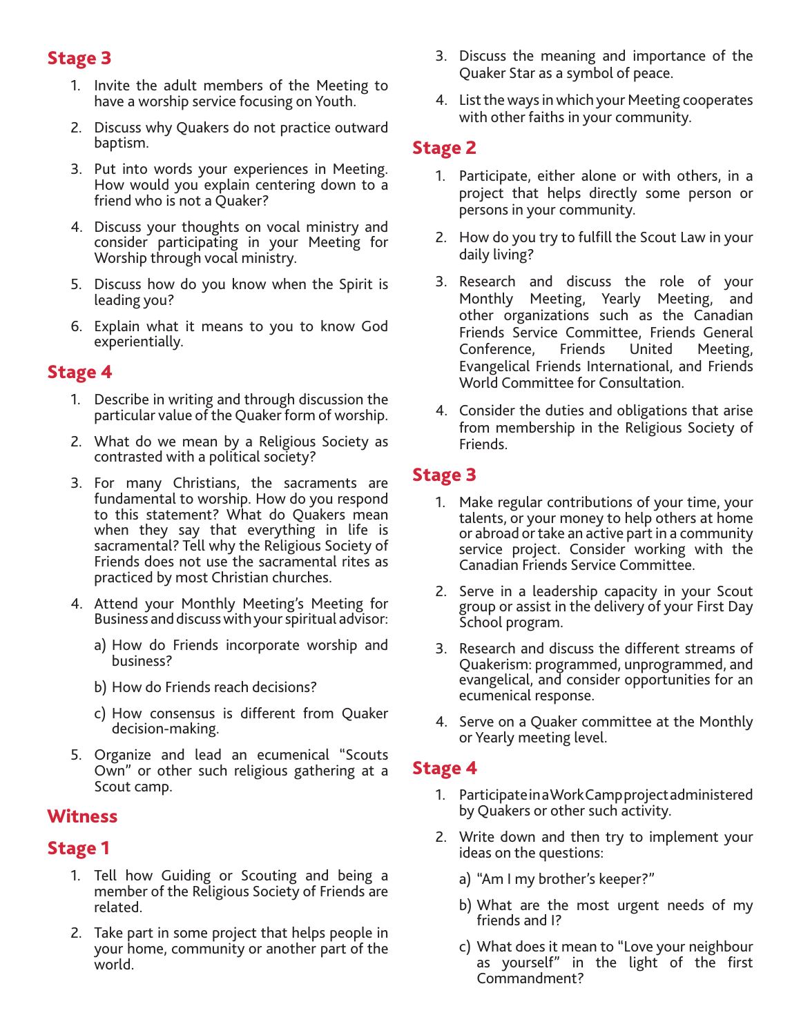## Stage 3

1. Invite the adult members of the Meeting to have a worship service focusing on Youth.
2. Discuss why Quakers do not practice outward baptism.
3. Put into words your experiences in Meeting. How would you explain centering down to a friend who is not a Quaker?
4. Discuss your thoughts on vocal ministry and consider participating in your Meeting for Worship through vocal ministry.
5. Discuss how do you know when the Spirit is leading you?
6. Explain what it means to you to know God experientially.

## Stage 4

1. Describe in writing and through discussion the particular value of the Quaker form of worship.
2. What do we mean by a Religious Society as contrasted with a political society?
3. For many Christians, the sacraments are fundamental to worship. How do you respond to this statement? What do Quakers mean when they say that everything in life is sacramental? Tell why the Religious Society of Friends does not use the sacramental rites as practiced by most Christian churches.
4. Attend your Monthly Meeting's Meeting for Business and discuss with your spiritual advisor:
   a) How do Friends incorporate worship and business?
   b) How do Friends reach decisions?
   c) How consensus is different from Quaker decision-making.
5. Organize and lead an ecumenical "Scouts Own" or other such religious gathering at a Scout camp.

# Witness

## Stage 1

1. Tell how Guiding or Scouting and being a member of the Religious Society of Friends are related.
2. Take part in some project that helps people in your home, community or another part of the world.
3. Discuss the meaning and importance of the Quaker Star as a symbol of peace.
4. List the ways in which your Meeting cooperates with other faiths in your community.

## Stage 2

1. Participate, either alone or with others, in a project that helps directly some person or persons in your community.
2. How do you try to fulfill the Scout Law in your daily living?
3. Research and discuss the role of your Monthly Meeting, Yearly Meeting, and other organizations such as the Canadian Friends Service Committee, Friends General Conference, Friends United Meeting, Evangelical Friends International, and Friends World Committee for Consultation.
4. Consider the duties and obligations that arise from membership in the Religious Society of Friends.

## Stage 3

1. Make regular contributions of your time, your talents, or your money to help others at home or abroad or take an active part in a community service project. Consider working with the Canadian Friends Service Committee.
2. Serve in a leadership capacity in your Scout group or assist in the delivery of your First Day School program.
3. Research and discuss the different streams of Quakerism: programmed, unprogrammed, and evangelical, and consider opportunities for an ecumenical response.
4. Serve on a Quaker committee at the Monthly or Yearly meeting level.

## Stage 4

1. Participate in a Work Camp project administered by Quakers or other such activity.
2. Write down and then try to implement your ideas on the questions:
   a) "Am I my brother's keeper?"
   b) What are the most urgent needs of my friends and I?
   c) What does it mean to "Love your neighbour as yourself" in the light of the first Commandment?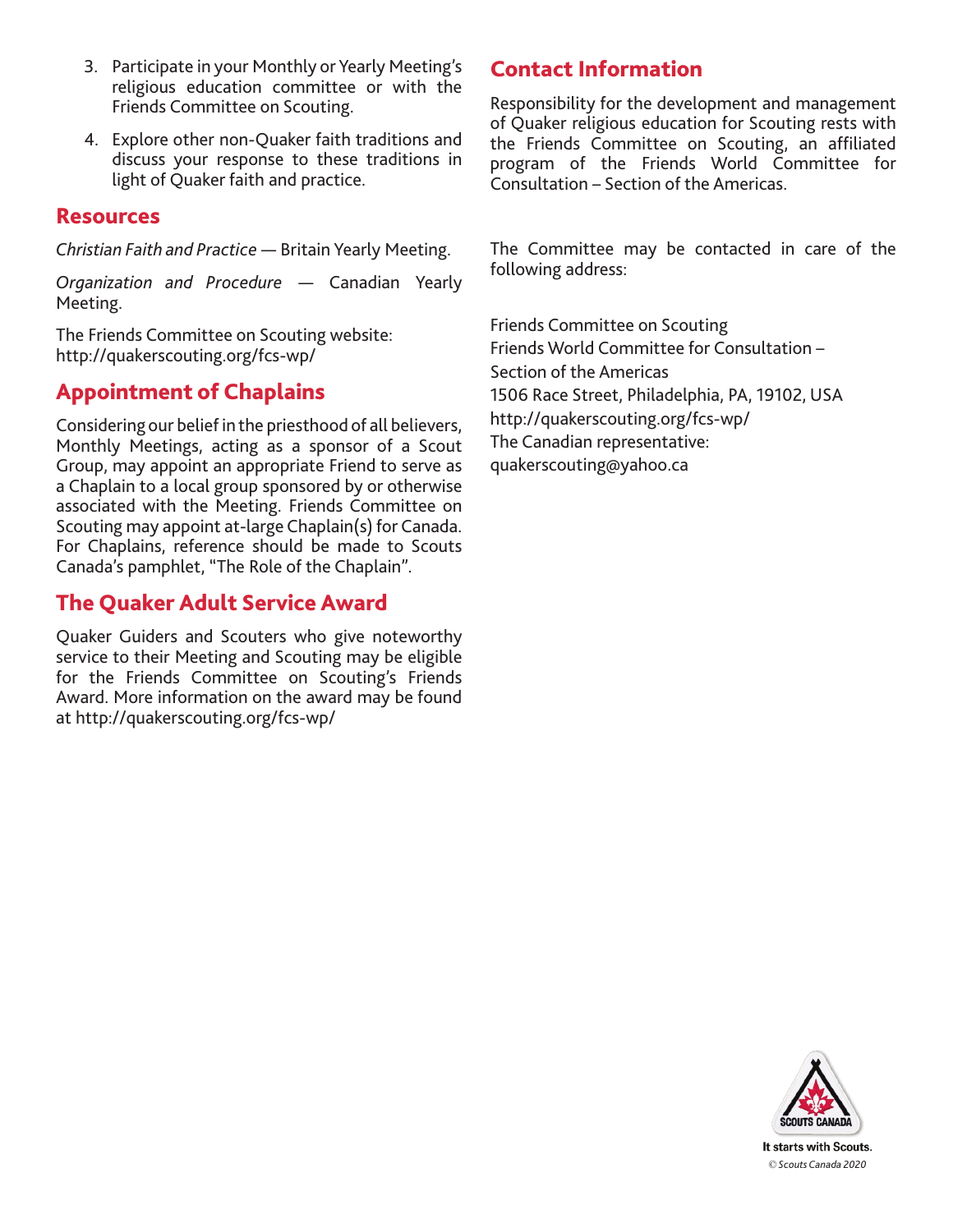3. Participate in your Monthly or Yearly Meeting's religious education committee or with the Friends Committee on Scouting.
4. Explore other non-Quaker faith traditions and discuss your response to these traditions in light of Quaker faith and practice.

## Resources

*Christian Faith and Practice* — Britain Yearly Meeting.

*Organization and Procedure* — Canadian Yearly Meeting.

The Friends Committee on Scouting website: http://quakerscouting.org/fcs-wp/

## Appointment of Chaplains

Considering our belief in the priesthood of all believers, Monthly Meetings, acting as a sponsor of a Scout Group, may appoint an appropriate Friend to serve as a Chaplain to a local group sponsored by or otherwise associated with the Meeting. Friends Committee on Scouting may appoint at-large Chaplain(s) for Canada. For Chaplains, reference should be made to Scouts Canada's pamphlet, "The Role of the Chaplain".

## The Quaker Adult Service Award

Quaker Guiders and Scouters who give noteworthy service to their Meeting and Scouting may be eligible for the Friends Committee on Scouting's Friends Award. More information on the award may be found at http://quakerscouting.org/fcs-wp/

## Contact Information

Responsibility for the development and management of Quaker religious education for Scouting rests with the Friends Committee on Scouting, an affiliated program of the Friends World Committee for Consultation – Section of the Americas.

The Committee may be contacted in care of the following address:

Friends Committee on Scouting
Friends World Committee for Consultation –
Section of the Americas
1506 Race Street, Philadelphia, PA, 19102, USA
http://quakerscouting.org/fcs-wp/
The Canadian representative:
quakerscouting@yahoo.ca

SCOUTS CANADA
It starts with Scouts.
© Scouts Canada 2020